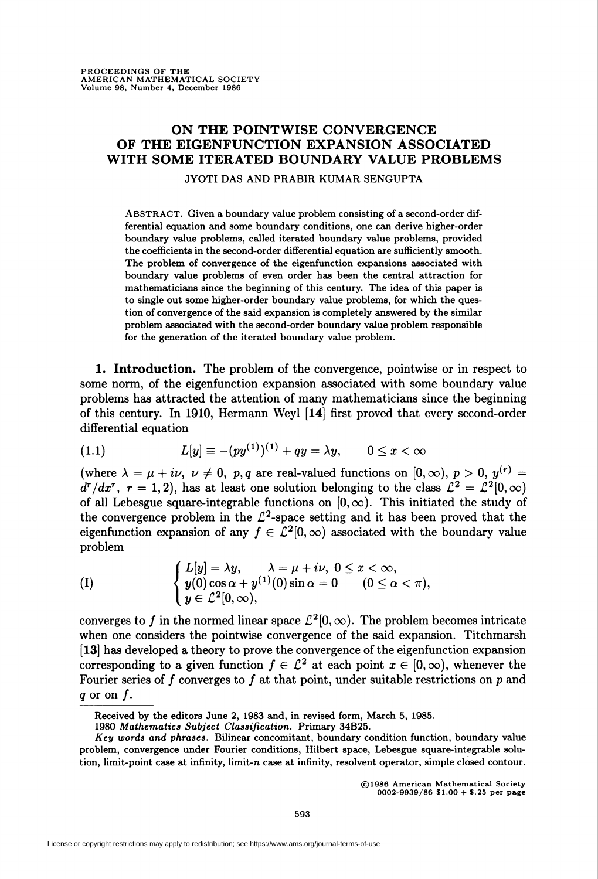# ON THE POINTWISE CONVERGENCE OF THE EIGENFUNCTION EXPANSION ASSOCIATED WITH SOME ITERATED BOUNDARY VALUE PROBLEMS

JYOTI DAS AND PRABIR KUMAR SENGUPTA

ABSTRACT. Given a boundary value problem consisting of a second-order differential equation and some boundary conditions, one can derive higher-order boundary value problems, called iterated boundary value problems, provided the coefficients in the second-order differential equation are sufficiently smooth. The problem of convergence of the eigenfunction expansions associated with boundary value problems of even order has been the central attraction for mathematicians since the beginning of this century. The idea of this paper is to single out some higher-order boundary value problems, for which the question of convergence of the said expansion is completely answered by the similar problem associated with the second-order boundary value problem responsible for the generation of the iterated boundary value problem.

## 1. Introduction.

The problem of the convergence, pointwise or in respect to some norm, of the eigenfunction expansion associated with some boundary value problems has attracted the attention of many mathematicians since the beginning of this century. In 1910, Hermann Weyl [14] first proved that every second-order differential equation

$$L[y] \equiv -(py^{(1)})^{(1)} + qy = \lambda y, \qquad 0 \leq x < \infty \tag{1.1}$$

(where $\lambda = \mu + i\nu$, $\nu \neq 0$, $p, q$ are real-valued functions on $[0, \infty)$, $p > 0$, $y^{(r)} = d^r/dx^r$, $r = 1, 2$), has at least one solution belonging to the class $\mathcal{L}^2 = \mathcal{L}^2[0, \infty)$ of all Lebesgue square-integrable functions on $[0, \infty)$. This initiated the study of the convergence problem in the $\mathcal{L}^2$-space setting and it has been proved that the eigenfunction expansion of any $f \in \mathcal{L}^2[0, \infty)$ associated with the boundary value problem

$$\text{(I)} \qquad \begin{cases} L[y] = \lambda y, \qquad \lambda = \mu + i\nu, \ 0 \leq x < \infty, \\ y(0)\cos\alpha + y^{(1)}(0)\sin\alpha = 0 \qquad (0 \leq \alpha < \pi), \\ y \in \mathcal{L}^2[0, \infty), \end{cases}$$

converges to $f$ in the normed linear space $\mathcal{L}^2[0, \infty)$. The problem becomes intricate when one considers the pointwise convergence of the said expansion. Titchmarsh [13] has developed a theory to prove the convergence of the eigenfunction expansion corresponding to a given function $f \in \mathcal{L}^2$ at each point $x \in [0, \infty)$, whenever the Fourier series of $f$ converges to $f$ at that point, under suitable restrictions on $p$ and $q$ or on $f$.

---

Received by the editors June 2, 1983 and, in revised form, March 5, 1985.

1980 *Mathematics Subject Classification*. Primary 34B25.

*Key words and phrases.* Bilinear concomitant, boundary condition function, boundary value problem, convergence under Fourier conditions, Hilbert space, Lebesgue square-integrable solution, limit-point case at infinity, limit-$n$ case at infinity, resolvent operator, simple closed contour.

©1986 American Mathematical Society
0002-9939/86 $1.00 + $.25 per page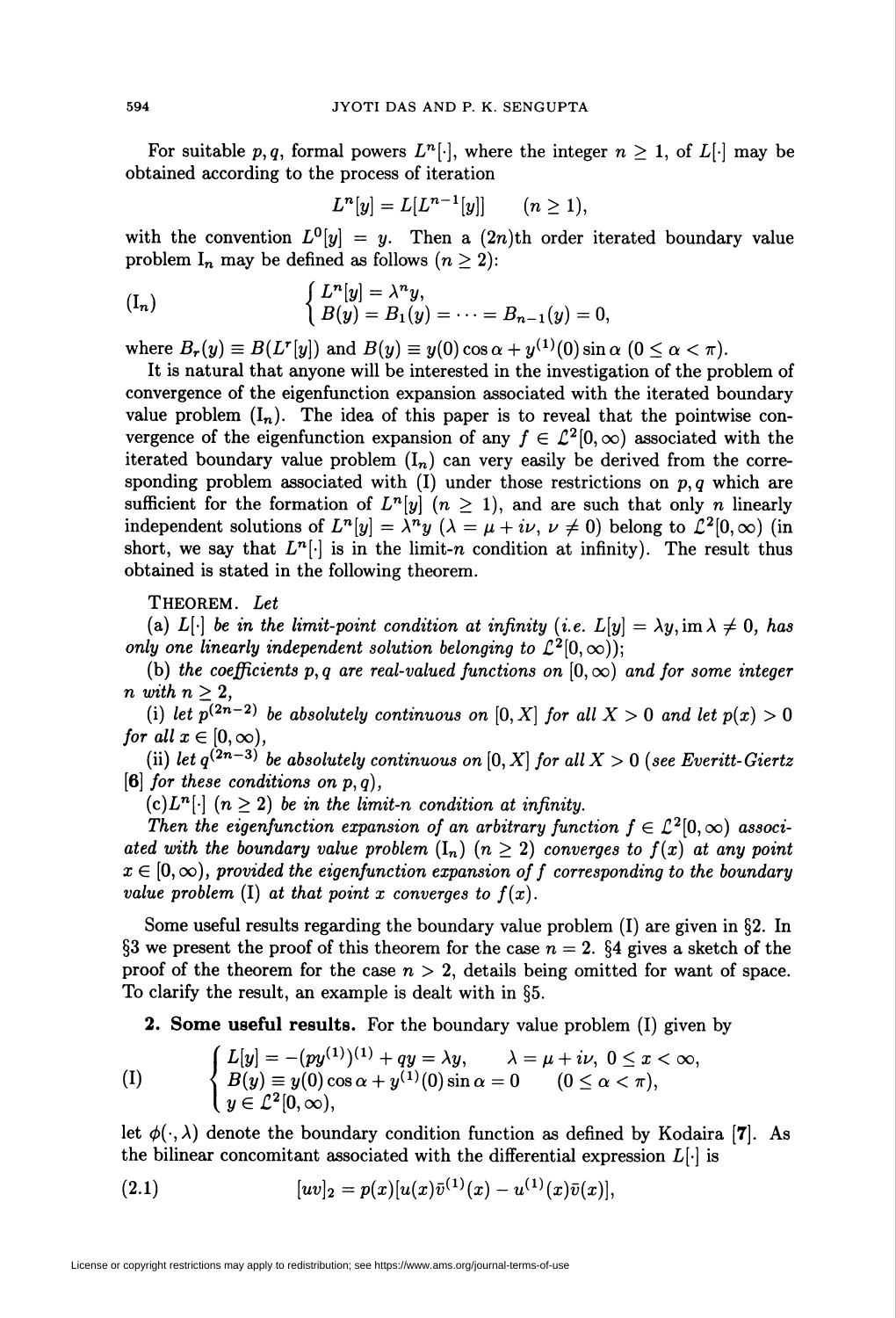For suitable $p, q$, formal powers $L^n[\cdot]$, where the integer $n \geq 1$, of $L[\cdot]$ may be obtained according to the process of iteration

$$L^n[y] = L[L^{n-1}[y]] \qquad (n \geq 1),$$

with the convention $L^0[y] = y$. Then a $(2n)$th order iterated boundary value problem $\mathrm{I}_n$ may be defined as follows $(n \geq 2)$:

$$(\mathrm{I}_n) \qquad \begin{cases} L^n[y] = \lambda^n y, \\ B(y) = B_1(y) = \cdots = B_{n-1}(y) = 0, \end{cases}$$

where $B_r(y) \equiv B(L^r[y])$ and $B(y) \equiv y(0)\cos\alpha + y^{(1)}(0)\sin\alpha$ $(0 \leq \alpha < \pi)$.

It is natural that anyone will be interested in the investigation of the problem of convergence of the eigenfunction expansion associated with the iterated boundary value problem $(\mathrm{I}_n)$. The idea of this paper is to reveal that the pointwise convergence of the eigenfunction expansion of any $f \in \mathcal{L}^2[0,\infty)$ associated with the iterated boundary value problem $(\mathrm{I}_n)$ can very easily be derived from the corresponding problem associated with (I) under those restrictions on $p, q$ which are sufficient for the formation of $L^n[y]$ $(n \geq 1)$, and are such that only $n$ linearly independent solutions of $L^n[y] = \lambda^n y$ $(\lambda = \mu + i\nu,\ \nu \neq 0)$ belong to $\mathcal{L}^2[0,\infty)$ (in short, we say that $L^n[\cdot]$ is in the limit-$n$ condition at infinity). The result thus obtained is stated in the following theorem.

THEOREM. *Let*

(a) *$L[\cdot]$ be in the limit-point condition at infinity (i.e. $L[y] = \lambda y, \operatorname{im}\lambda \neq 0$, has only one linearly independent solution belonging to $\mathcal{L}^2[0,\infty)$);*

(b) *the coefficients $p, q$ are real-valued functions on $[0,\infty)$ and for some integer $n$ with $n \geq 2$,*

(i) *let $p^{(2n-2)}$ be absolutely continuous on $[0, X]$ for all $X > 0$ and let $p(x) > 0$ for all $x \in [0,\infty)$,*

(ii) *let $q^{(2n-3)}$ be absolutely continuous on $[0, X]$ for all $X > 0$ (see Everitt-Giertz* **[6]** *for these conditions on $p, q$),*

(c) *$L^n[\cdot]$ $(n \geq 2)$ be in the limit-$n$ condition at infinity.*

*Then the eigenfunction expansion of an arbitrary function $f \in \mathcal{L}^2[0,\infty)$ associated with the boundary value problem $(\mathrm{I}_n)$ $(n \geq 2)$ converges to $f(x)$ at any point $x \in [0,\infty)$, provided the eigenfunction expansion of $f$ corresponding to the boundary value problem* (I) *at that point $x$ converges to $f(x)$.*

Some useful results regarding the boundary value problem (I) are given in §2. In §3 we present the proof of this theorem for the case $n = 2$. §4 gives a sketch of the proof of the theorem for the case $n > 2$, details being omitted for want of space. To clarify the result, an example is dealt with in §5.

**2. Some useful results.** For the boundary value problem (I) given by

$$(\mathrm{I}) \qquad \begin{cases} L[y] = -(py^{(1)})^{(1)} + qy = \lambda y, \qquad \lambda = \mu + i\nu,\ 0 \leq x < \infty, \\ B(y) \equiv y(0)\cos\alpha + y^{(1)}(0)\sin\alpha = 0 \qquad (0 \leq \alpha < \pi), \\ y \in \mathcal{L}^2[0,\infty), \end{cases}$$

let $\phi(\cdot, \lambda)$ denote the boundary condition function as defined by Kodaira **[7]**. As the bilinear concomitant associated with the differential expression $L[\cdot]$ is

$$[uv]_2 = p(x)[u(x)\bar{v}^{(1)}(x) - u^{(1)}(x)\bar{v}(x)], \tag{2.1}$$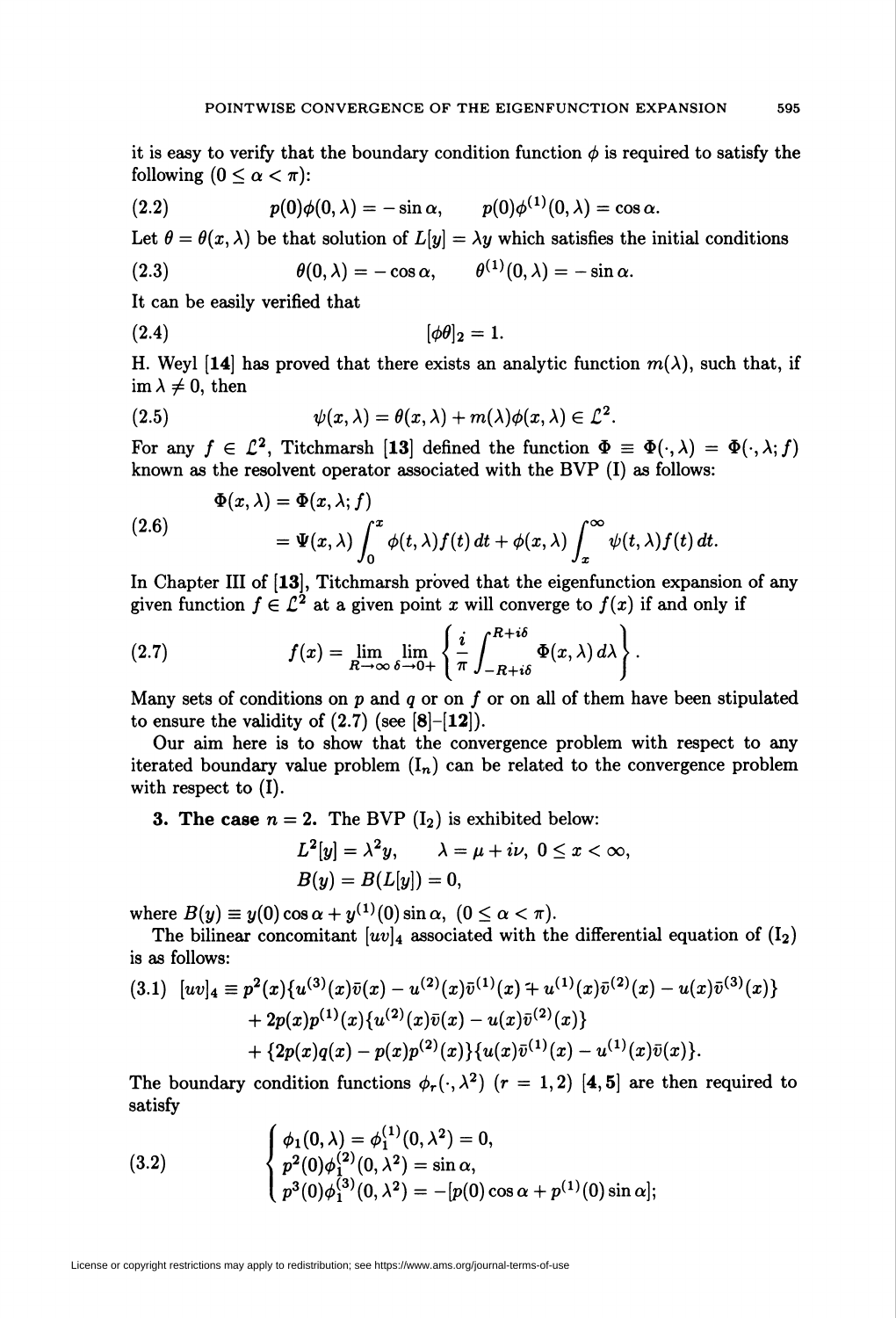it is easy to verify that the boundary condition function $\phi$ is required to satisfy the following ($0 \le \alpha < \pi$):

$$(2.2) \qquad p(0)\phi(0,\lambda) = -\sin\alpha, \qquad p(0)\phi^{(1)}(0,\lambda) = \cos\alpha.$$

Let $\theta = \theta(x,\lambda)$ be that solution of $L[y] = \lambda y$ which satisfies the initial conditions

$$(2.3) \qquad \theta(0,\lambda) = -\cos\alpha, \qquad \theta^{(1)}(0,\lambda) = -\sin\alpha.$$

It can be easily verified that

$$(2.4) \qquad [\phi\theta]_2 = 1.$$

H. Weyl [14] has proved that there exists an analytic function $m(\lambda)$, such that, if $\operatorname{im}\lambda \neq 0$, then

$$(2.5) \qquad \psi(x,\lambda) = \theta(x,\lambda) + m(\lambda)\phi(x,\lambda) \in \mathcal{L}^2.$$

For any $f \in \mathcal{L}^2$, Titchmarsh [13] defined the function $\Phi \equiv \Phi(\cdot,\lambda) = \Phi(\cdot,\lambda;f)$ known as the resolvent operator associated with the BVP (I) as follows:

$$(2.6) \qquad \begin{aligned} \Phi(x,\lambda) &= \Phi(x,\lambda;f) \\ &= \Psi(x,\lambda)\int_0^x \phi(t,\lambda)f(t)\,dt + \phi(x,\lambda)\int_x^\infty \psi(t,\lambda)f(t)\,dt. \end{aligned}$$

In Chapter III of [13], Titchmarsh proved that the eigenfunction expansion of any given function $f \in \mathcal{L}^2$ at a given point $x$ will converge to $f(x)$ if and only if

$$(2.7) \qquad f(x) = \lim_{R\to\infty}\lim_{\delta\to 0+}\left\{\frac{i}{\pi}\int_{-R+i\delta}^{R+i\delta}\Phi(x,\lambda)\,d\lambda\right\}.$$

Many sets of conditions on $p$ and $q$ or on $f$ or on all of them have been stipulated to ensure the validity of (2.7) (see [8]–[12]).

Our aim here is to show that the convergence problem with respect to any iterated boundary value problem ($\mathrm{I}_n$) can be related to the convergence problem with respect to (I).

**3. The case $n = 2$.** The BVP ($\mathrm{I}_2$) is exhibited below:

$$\begin{aligned} &L^2[y] = \lambda^2 y, \qquad \lambda = \mu + i\nu,\ 0 \le x < \infty, \\ &B(y) = B(L[y]) = 0, \end{aligned}$$

where $B(y) \equiv y(0)\cos\alpha + y^{(1)}(0)\sin\alpha$, $(0 \le \alpha < \pi)$.

The bilinear concomitant $[uv]_4$ associated with the differential equation of ($\mathrm{I}_2$) is as follows:

$$(3.1) \quad \begin{aligned} [uv]_4 \equiv\ & p^2(x)\{u^{(3)}(x)\bar{v}(x) - u^{(2)}(x)\bar{v}^{(1)}(x) + u^{(1)}(x)\bar{v}^{(2)}(x) - u(x)\bar{v}^{(3)}(x)\} \\ &+ 2p(x)p^{(1)}(x)\{u^{(2)}(x)\bar{v}(x) - u(x)\bar{v}^{(2)}(x)\} \\ &+ \{2p(x)q(x) - p(x)p^{(2)}(x)\}\{u(x)\bar{v}^{(1)}(x) - u^{(1)}(x)\bar{v}(x)\}. \end{aligned}$$

The boundary condition functions $\phi_r(\cdot,\lambda^2)$ $(r = 1,2)$ [4, 5] are then required to satisfy

$$(3.2) \qquad \begin{cases} \phi_1(0,\lambda) = \phi_1^{(1)}(0,\lambda^2) = 0, \\ p^2(0)\phi_1^{(2)}(0,\lambda^2) = \sin\alpha, \\ p^3(0)\phi_1^{(3)}(0,\lambda^2) = -[p(0)\cos\alpha + p^{(1)}(0)\sin\alpha]; \end{cases}$$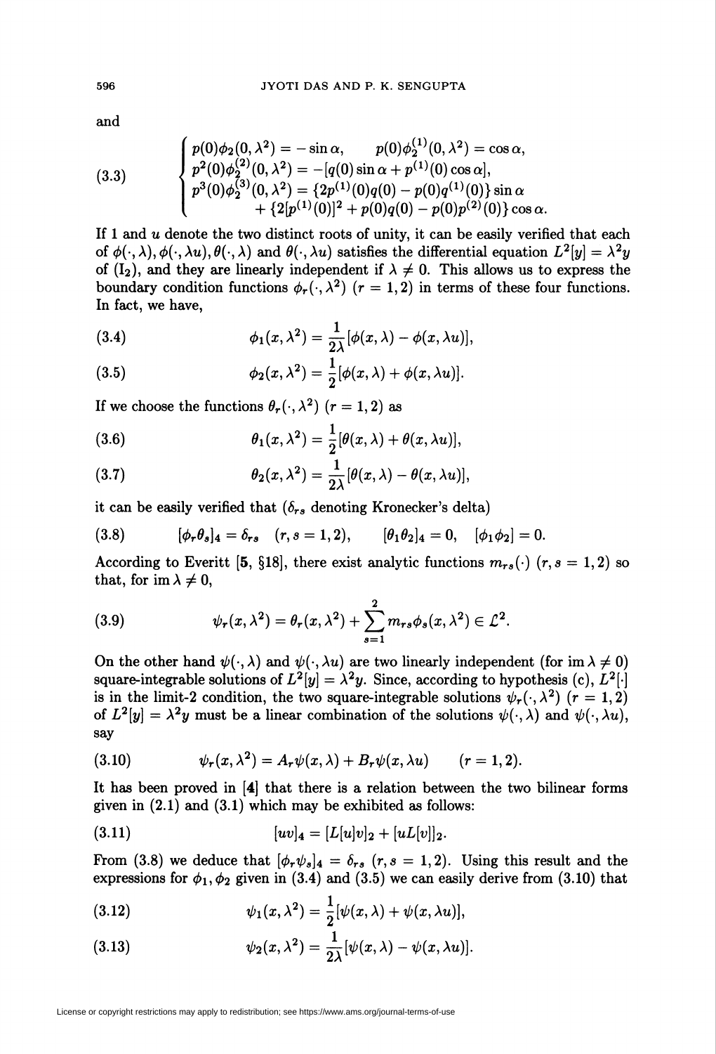and

$$
\begin{cases} p(0)\phi_2(0,\lambda^2) = -\sin\alpha, \qquad p(0)\phi_2^{(1)}(0,\lambda^2) = \cos\alpha, \\ p^2(0)\phi_2^{(2)}(0,\lambda^2) = -[q(0)\sin\alpha + p^{(1)}(0)\cos\alpha], \\ p^3(0)\phi_2^{(3)}(0,\lambda^2) = \{2p^{(1)}(0)q(0) - p(0)q^{(1)}(0)\}\sin\alpha \\ \qquad\qquad + \{2[p^{(1)}(0)]^2 + p(0)q(0) - p(0)p^{(2)}(0)\}\cos\alpha. \end{cases} \tag{3.3}
$$

If 1 and $u$ denote the two distinct roots of unity, it can be easily verified that each of $\phi(\cdot,\lambda), \phi(\cdot,\lambda u), \theta(\cdot,\lambda)$ and $\theta(\cdot,\lambda u)$ satisfies the differential equation $L^2[y] = \lambda^2 y$ of $(\mathrm{I}_2)$, and they are linearly independent if $\lambda \neq 0$. This allows us to express the boundary condition functions $\phi_r(\cdot,\lambda^2)$ $(r = 1,2)$ in terms of these four functions. In fact, we have,

$$
\phi_1(x,\lambda^2) = \frac{1}{2\lambda}[\phi(x,\lambda) - \phi(x,\lambda u)], \tag{3.4}
$$

$$
\phi_2(x,\lambda^2) = \frac{1}{2}[\phi(x,\lambda) + \phi(x,\lambda u)]. \tag{3.5}
$$

If we choose the functions $\theta_r(\cdot,\lambda^2)$ $(r = 1,2)$ as

$$
\theta_1(x,\lambda^2) = \frac{1}{2}[\theta(x,\lambda) + \theta(x,\lambda u)], \tag{3.6}
$$

$$
\theta_2(x,\lambda^2) = \frac{1}{2\lambda}[\theta(x,\lambda) - \theta(x,\lambda u)], \tag{3.7}
$$

it can be easily verified that ($\delta_{rs}$ denoting Kronecker's delta)

$$
[\phi_r\theta_s]_4 = \delta_{rs} \quad (r,s = 1,2), \qquad [\theta_1\theta_2]_4 = 0, \quad [\phi_1\phi_2] = 0. \tag{3.8}
$$

According to Everitt [**5**, §18], there exist analytic functions $m_{rs}(\cdot)$ $(r,s = 1,2)$ so that, for $\operatorname{im}\lambda \neq 0$,

$$
\psi_r(x,\lambda^2) = \theta_r(x,\lambda^2) + \sum_{s=1}^{2} m_{rs}\phi_s(x,\lambda^2) \in \mathcal{L}^2. \tag{3.9}
$$

On the other hand $\psi(\cdot,\lambda)$ and $\psi(\cdot,\lambda u)$ are two linearly independent (for $\operatorname{im}\lambda \neq 0$) square-integrable solutions of $L^2[y] = \lambda^2 y$. Since, according to hypothesis (c), $L^2[\cdot]$ is in the limit-2 condition, the two square-integrable solutions $\psi_r(\cdot,\lambda^2)$ $(r = 1,2)$ of $L^2[y] = \lambda^2 y$ must be a linear combination of the solutions $\psi(\cdot,\lambda)$ and $\psi(\cdot,\lambda u)$, say

$$
\psi_r(x,\lambda^2) = A_r\psi(x,\lambda) + B_r\psi(x,\lambda u) \qquad (r = 1,2). \tag{3.10}
$$

It has been proved in [**4**] that there is a relation between the two bilinear forms given in (2.1) and (3.1) which may be exhibited as follows:

$$
[uv]_4 = [L[u]v]_2 + [uL[v]]_2. \tag{3.11}
$$

From (3.8) we deduce that $[\phi_r\psi_s]_4 = \delta_{rs}$ $(r,s = 1,2)$. Using this result and the expressions for $\phi_1, \phi_2$ given in (3.4) and (3.5) we can easily derive from (3.10) that

$$
\psi_1(x,\lambda^2) = \frac{1}{2}[\psi(x,\lambda) + \psi(x,\lambda u)], \tag{3.12}
$$

$$
\psi_2(x,\lambda^2) = \frac{1}{2\lambda}[\psi(x,\lambda) - \psi(x,\lambda u)]. \tag{3.13}
$$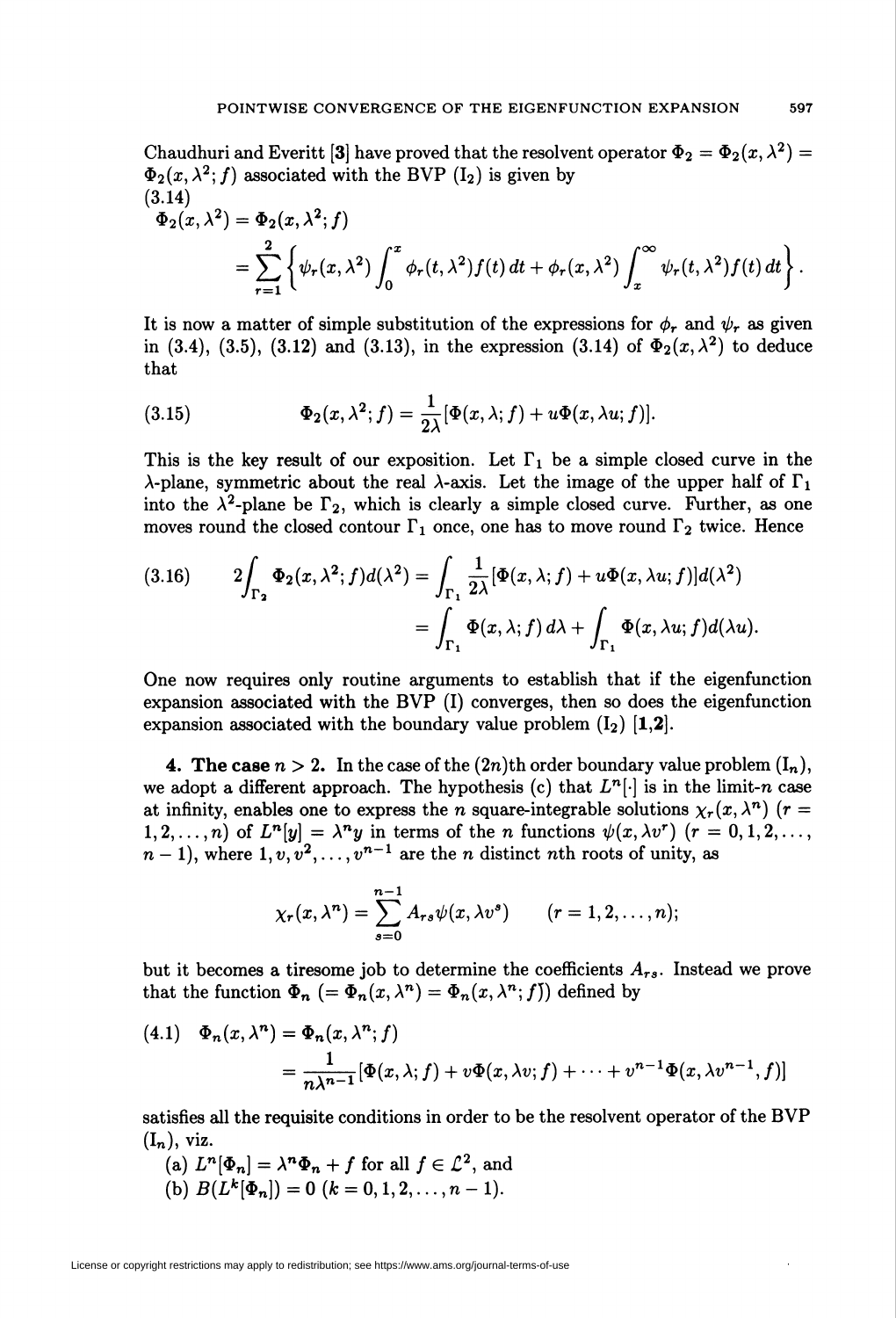Chaudhuri and Everitt [3] have proved that the resolvent operator $\Phi_2 = \Phi_2(x, \lambda^2) = \Phi_2(x, \lambda^2; f)$ associated with the BVP ($\mathrm{I}_2$) is given by

(3.14)

$$\Phi_2(x, \lambda^2) = \Phi_2(x, \lambda^2; f) = \sum_{r=1}^{2} \left\{ \psi_r(x, \lambda^2) \int_0^x \phi_r(t, \lambda^2) f(t)\, dt + \phi_r(x, \lambda^2) \int_x^\infty \psi_r(t, \lambda^2) f(t)\, dt \right\}.$$

It is now a matter of simple substitution of the expressions for $\phi_r$ and $\psi_r$ as given in (3.4), (3.5), (3.12) and (3.13), in the expression (3.14) of $\Phi_2(x, \lambda^2)$ to deduce that

$$\Phi_2(x, \lambda^2; f) = \frac{1}{2\lambda}[\Phi(x, \lambda; f) + u\Phi(x, \lambda u; f)]. \tag{3.15}$$

This is the key result of our exposition. Let $\Gamma_1$ be a simple closed curve in the $\lambda$-plane, symmetric about the real $\lambda$-axis. Let the image of the upper half of $\Gamma_1$ into the $\lambda^2$-plane be $\Gamma_2$, which is clearly a simple closed curve. Further, as one moves round the closed contour $\Gamma_1$ once, one has to move round $\Gamma_2$ twice. Hence

$$\begin{aligned} 2\int_{\Gamma_2} \Phi_2(x, \lambda^2; f) d(\lambda^2) &= \int_{\Gamma_1} \frac{1}{2\lambda}[\Phi(x, \lambda; f) + u\Phi(x, \lambda u; f)] d(\lambda^2) \\ &= \int_{\Gamma_1} \Phi(x, \lambda; f)\, d\lambda + \int_{\Gamma_1} \Phi(x, \lambda u; f) d(\lambda u). \end{aligned} \tag{3.16}$$

One now requires only routine arguments to establish that if the eigenfunction expansion associated with the BVP (I) converges, then so does the eigenfunction expansion associated with the boundary value problem ($\mathrm{I}_2$) [1,2].

**4. The case $n > 2$.** In the case of the $(2n)$th order boundary value problem ($\mathrm{I}_n$), we adopt a different approach. The hypothesis (c) that $L^n[\cdot]$ is in the limit-$n$ case at infinity, enables one to express the $n$ square-integrable solutions $\chi_r(x, \lambda^n)$ ($r = 1, 2, \ldots, n$) of $L^n[y] = \lambda^n y$ in terms of the $n$ functions $\psi(x, \lambda v^r)$ ($r = 0, 1, 2, \ldots, n-1$), where $1, v, v^2, \ldots, v^{n-1}$ are the $n$ distinct $n$th roots of unity, as

$$\chi_r(x, \lambda^n) = \sum_{s=0}^{n-1} A_{rs} \psi(x, \lambda v^s) \qquad (r = 1, 2, \ldots, n);$$

but it becomes a tiresome job to determine the coefficients $A_{rs}$. Instead we prove that the function $\Phi_n$ ($= \Phi_n(x, \lambda^n) = \Phi_n(x, \lambda^n; f)$) defined by

$$\begin{aligned} \Phi_n(x, \lambda^n) &= \Phi_n(x, \lambda^n; f) \\ &= \frac{1}{n\lambda^{n-1}}[\Phi(x, \lambda; f) + v\Phi(x, \lambda v; f) + \cdots + v^{n-1}\Phi(x, \lambda v^{n-1}, f)] \end{aligned} \tag{4.1}$$

satisfies all the requisite conditions in order to be the resolvent operator of the BVP ($\mathrm{I}_n$), viz.

(a) $L^n[\Phi_n] = \lambda^n \Phi_n + f$ for all $f \in \mathcal{L}^2$, and

(b) $B(L^k[\Phi_n]) = 0$ ($k = 0, 1, 2, \ldots, n-1$).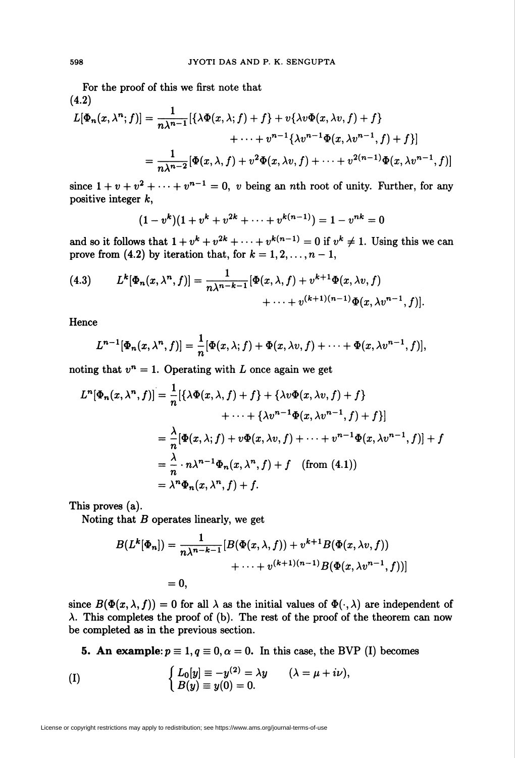For the proof of this we first note that

(4.2)

$$
\begin{aligned}
L[\Phi_n(x,\lambda^n;f)] &= \frac{1}{n\lambda^{n-1}}[\{\lambda\Phi(x,\lambda;f)+f\} + v\{\lambda v\Phi(x,\lambda v,f)+f\} \\
&\qquad + \cdots + v^{n-1}\{\lambda v^{n-1}\Phi(x,\lambda v^{n-1},f)+f\}] \\
&= \frac{1}{n\lambda^{n-2}}[\Phi(x,\lambda,f) + v^2\Phi(x,\lambda v,f) + \cdots + v^{2(n-1)}\Phi(x,\lambda v^{n-1},f)]
\end{aligned}
$$

since $1 + v + v^2 + \cdots + v^{n-1} = 0$, $v$ being an $n$th root of unity. Further, for any positive integer $k$,

$$
(1 - v^k)(1 + v^k + v^{2k} + \cdots + v^{k(n-1)}) = 1 - v^{nk} = 0
$$

and so it follows that $1 + v^k + v^{2k} + \cdots + v^{k(n-1)} = 0$ if $v^k \neq 1$. Using this we can prove from (4.2) by iteration that, for $k = 1, 2, \ldots, n-1$,

$$
\begin{aligned}
\text{(4.3)} \qquad L^k[\Phi_n(x,\lambda^n,f)] &= \frac{1}{n\lambda^{n-k-1}}[\Phi(x,\lambda,f) + v^{k+1}\Phi(x,\lambda v,f) \\
&\qquad + \cdots + v^{(k+1)(n-1)}\Phi(x,\lambda v^{n-1},f)].
\end{aligned}
$$

Hence

$$
L^{n-1}[\Phi_n(x,\lambda^n,f)] = \frac{1}{n}[\Phi(x,\lambda;f) + \Phi(x,\lambda v,f) + \cdots + \Phi(x,\lambda v^{n-1},f)],
$$

noting that $v^n = 1$. Operating with $L$ once again we get

$$
\begin{aligned}
L^n[\Phi_n(x,\lambda^n,f)] &= \frac{1}{n}[\{\lambda\Phi(x,\lambda,f)+f\} + \{\lambda v\Phi(x,\lambda v,f)+f\} \\
&\qquad + \cdots + \{\lambda v^{n-1}\Phi(x,\lambda v^{n-1},f)+f\}] \\
&= \frac{\lambda}{n}[\Phi(x,\lambda;f) + v\Phi(x,\lambda v,f) + \cdots + v^{n-1}\Phi(x,\lambda v^{n-1},f)] + f \\
&= \frac{\lambda}{n}\cdot n\lambda^{n-1}\Phi_n(x,\lambda^n,f) + f \quad \text{(from (4.1))} \\
&= \lambda^n\Phi_n(x,\lambda^n,f) + f.
\end{aligned}
$$

This proves (a).

Noting that $B$ operates linearly, we get

$$
\begin{aligned}
B(L^k[\Phi_n]) &= \frac{1}{n\lambda^{n-k-1}}[B(\Phi(x,\lambda,f)) + v^{k+1}B(\Phi(x,\lambda v,f)) \\
&\qquad + \cdots + v^{(k+1)(n-1)}B(\Phi(x,\lambda v^{n-1},f))] \\
&= 0,
\end{aligned}
$$

since $B(\Phi(x,\lambda,f)) = 0$ for all $\lambda$ as the initial values of $\Phi(\cdot,\lambda)$ are independent of $\lambda$. This completes the proof of (b). The rest of the proof of the theorem can now be completed as in the previous section.

**5. An example:** $p \equiv 1, q \equiv 0, \alpha = 0$. In this case, the BVP (I) becomes

$$
\text{(I)} \qquad \begin{cases} L_0[y] \equiv -y^{(2)} = \lambda y & (\lambda = \mu + i\nu), \\ B(y) \equiv y(0) = 0. \end{cases}
$$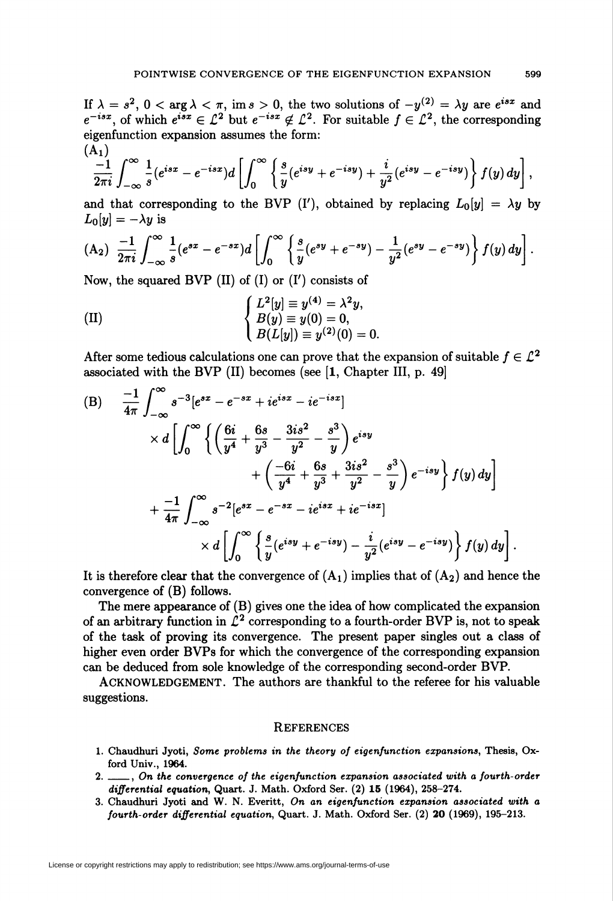If $\lambda = s^2$, $0 < \arg \lambda < \pi$, $\operatorname{im} s > 0$, the two solutions of $-y^{(2)} = \lambda y$ are $e^{isx}$ and $e^{-isx}$, of which $e^{isx} \in \mathcal{L}^2$ but $e^{-isx} \notin \mathcal{L}^2$. For suitable $f \in \mathcal{L}^2$, the corresponding eigenfunction expansion assumes the form:

($\mathrm{A}_1$)

$$\frac{-1}{2\pi i} \int_{-\infty}^{\infty} \frac{1}{s}(e^{isx} - e^{-isx}) d \left[ \int_0^\infty \left\{ \frac{s}{y}(e^{isy} + e^{-isy}) + \frac{i}{y^2}(e^{isy} - e^{-isy}) \right\} f(y)\, dy \right],$$

and that corresponding to the BVP (I′), obtained by replacing $L_0[y] = \lambda y$ by $L_0[y] = -\lambda y$ is

$$(\mathrm{A}_2) \quad \frac{-1}{2\pi i} \int_{-\infty}^{\infty} \frac{1}{s}(e^{sx} - e^{-sx}) d \left[ \int_0^\infty \left\{ \frac{s}{y}(e^{sy} + e^{-sy}) - \frac{1}{y^2}(e^{sy} - e^{-sy}) \right\} f(y)\, dy \right].$$

Now, the squared BVP (II) of (I) or (I′) consists of

$$(\mathrm{II}) \qquad \begin{cases} L^2[y] \equiv y^{(4)} = \lambda^2 y, \\ B(y) \equiv y(0) = 0, \\ B(L[y]) \equiv y^{(2)}(0) = 0. \end{cases}$$

After some tedious calculations one can prove that the expansion of suitable $f \in \mathcal{L}^2$ associated with the BVP (II) becomes (see [1, Chapter III, p. 49]

$$\begin{aligned}
(\mathrm{B}) \quad & \frac{-1}{4\pi} \int_{-\infty}^{\infty} s^{-3}[e^{sx} - e^{-sx} + ie^{isx} - ie^{-isx}] \\
& \quad \times d \left[ \int_0^\infty \left\{ \left( \frac{6i}{y^4} + \frac{6s}{y^3} - \frac{3is^2}{y^2} - \frac{s^3}{y} \right) e^{isy} \right. \right. \\
& \qquad \qquad \left. \left. + \left( \frac{-6i}{y^4} + \frac{6s}{y^3} + \frac{3is^2}{y^2} - \frac{s^3}{y} \right) e^{-isy} \right\} f(y)\, dy \right] \\
& + \frac{-1}{4\pi} \int_{-\infty}^{\infty} s^{-2}[e^{sx} - e^{-sx} - ie^{isx} + ie^{-isx}] \\
& \quad \times d \left[ \int_0^\infty \left\{ \frac{s}{y}(e^{isy} + e^{-isy}) - \frac{i}{y^2}(e^{isy} - e^{-isy}) \right\} f(y)\, dy \right].
\end{aligned}$$

It is therefore clear that the convergence of ($\mathrm{A}_1$) implies that of ($\mathrm{A}_2$) and hence the convergence of (B) follows.

The mere appearance of (B) gives one the idea of how complicated the expansion of an arbitrary function in $\mathcal{L}^2$ corresponding to a fourth-order BVP is, not to speak of the task of proving its convergence. The present paper singles out a class of higher even order BVPs for which the convergence of the corresponding expansion can be deduced from sole knowledge of the corresponding second-order BVP.

ACKNOWLEDGEMENT. The authors are thankful to the referee for his valuable suggestions.

## REFERENCES

1. Chaudhuri Jyoti, *Some problems in the theory of eigenfunction expansions*, Thesis, Oxford Univ., 1964.
2. ——, *On the convergence of the eigenfunction expansion associated with a fourth-order differential equation*, Quart. J. Math. Oxford Ser. (2) **15** (1964), 258–274.
3. Chaudhuri Jyoti and W. N. Everitt, *On an eigenfunction expansion associated with a fourth-order differential equation*, Quart. J. Math. Oxford Ser. (2) **20** (1969), 195–213.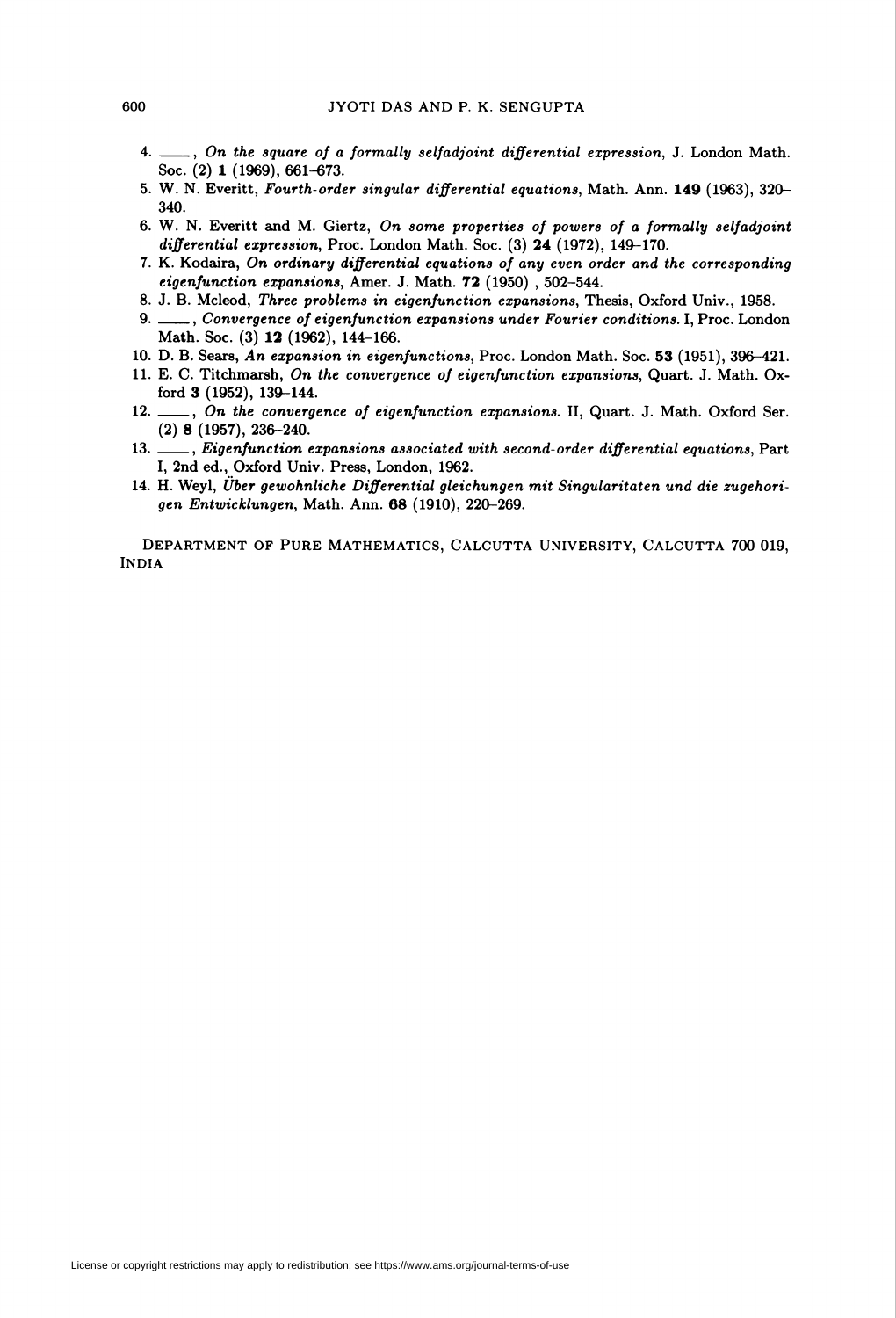4. ——, *On the square of a formally selfadjoint differential expression*, J. London Math. Soc. (2) **1** (1969), 661–673.
5. W. N. Everitt, *Fourth-order singular differential equations*, Math. Ann. **149** (1963), 320–340.
6. W. N. Everitt and M. Giertz, *On some properties of powers of a formally selfadjoint differential expression*, Proc. London Math. Soc. (3) **24** (1972), 149–170.
7. K. Kodaira, *On ordinary differential equations of any even order and the corresponding eigenfunction expansions*, Amer. J. Math. **72** (1950) , 502–544.
8. J. B. Mcleod, *Three problems in eigenfunction expansions*, Thesis, Oxford Univ., 1958.
9. ——, *Convergence of eigenfunction expansions under Fourier conditions*. I, Proc. London Math. Soc. (3) **12** (1962), 144–166.
10. D. B. Sears, *An expansion in eigenfunctions*, Proc. London Math. Soc. **53** (1951), 396–421.
11. E. C. Titchmarsh, *On the convergence of eigenfunction expansions*, Quart. J. Math. Oxford **3** (1952), 139–144.
12. ——, *On the convergence of eigenfunction expansions*. II, Quart. J. Math. Oxford Ser. (2) **8** (1957), 236–240.
13. ——, *Eigenfunction expansions associated with second-order differential equations*, Part I, 2nd ed., Oxford Univ. Press, London, 1962.
14. H. Weyl, *Über gewohnliche Differential gleichungen mit Singularitaten und die zugehorigen Entwicklungen*, Math. Ann. **68** (1910), 220–269.

DEPARTMENT OF PURE MATHEMATICS, CALCUTTA UNIVERSITY, CALCUTTA 700 019, INDIA